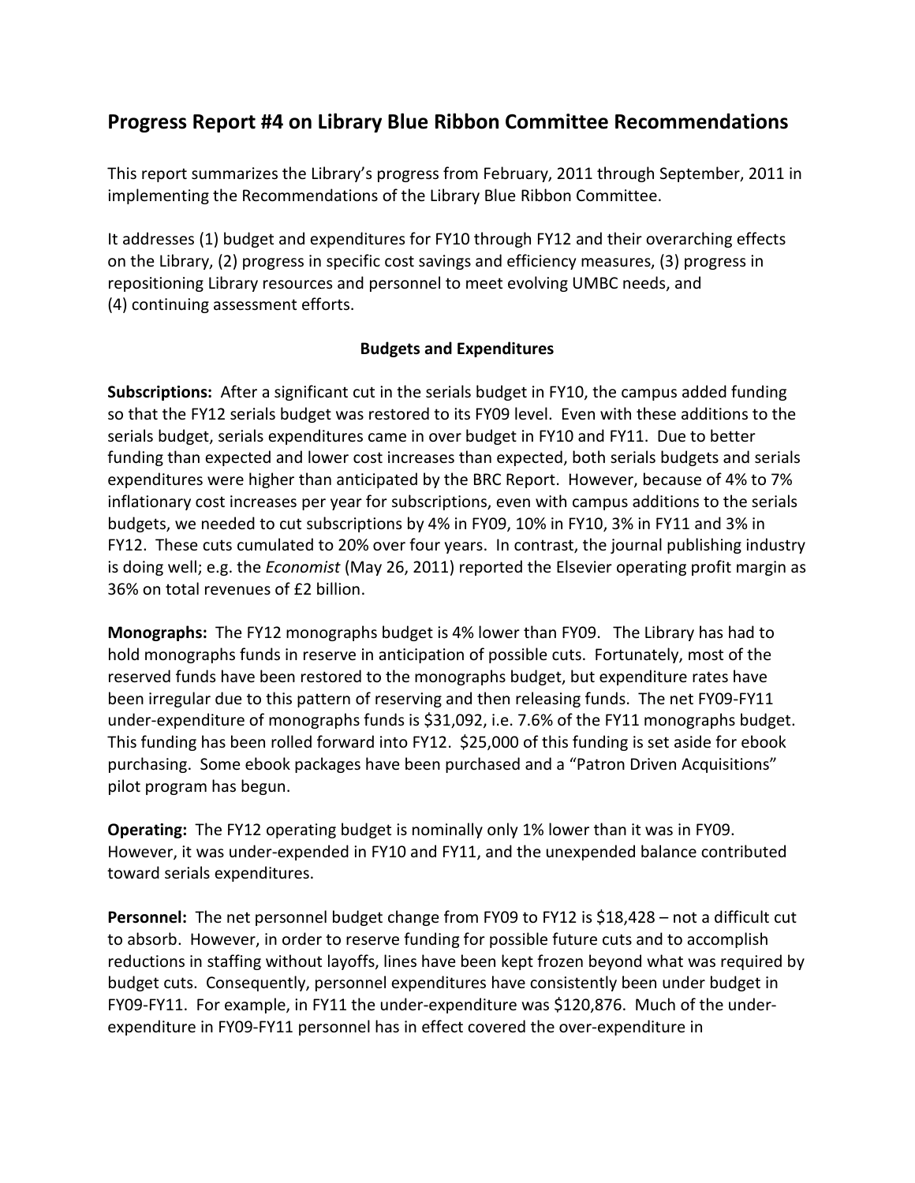# Progress Report #4 on Library Blue Ribbon Committee Recommendations

This report summarizes the Library's progress from February, 2011 through September, 2011 in implementing the Recommendations of the Library Blue Ribbon Committee.

It addresses (1) budget and expenditures for FY10 through FY12 and their overarching effects on the Library, (2) progress in specific cost savings and efficiency measures, (3) progress in repositioning Library resources and personnel to meet evolving UMBC needs, and (4) continuing assessment efforts.

## Budgets and Expenditures

**Subscriptions:** After a significant cut in the serials budget in FY10, the campus added funding so that the FY12 serials budget was restored to its FY09 level. Even with these additions to the serials budget, serials expenditures came in over budget in FY10 and FY11. Due to better funding than expected and lower cost increases than expected, both serials budgets and serials expenditures were higher than anticipated by the BRC Report. However, because of 4% to 7% inflationary cost increases per year for subscriptions, even with campus additions to the serials budgets, we needed to cut subscriptions by 4% in FY09, 10% in FY10, 3% in FY11 and 3% in FY12. These cuts cumulated to 20% over four years. In contrast, the journal publishing industry is doing well; e.g. the *Economist* (May 26, 2011) reported the Elsevier operating profit margin as 36% on total revenues of £2 billion.

**Monographs:** The FY12 monographs budget is 4% lower than FY09. The Library has had to hold monographs funds in reserve in anticipation of possible cuts. Fortunately, most of the reserved funds have been restored to the monographs budget, but expenditure rates have been irregular due to this pattern of reserving and then releasing funds. The net FY09-FY11 under-expenditure of monographs funds is $31,092, i.e. 7.6% of the FY11 monographs budget. This funding has been rolled forward into FY12. $25,000 of this funding is set aside for ebook purchasing. Some ebook packages have been purchased and a "Patron Driven Acquisitions" pilot program has begun.

**Operating:** The FY12 operating budget is nominally only 1% lower than it was in FY09. However, it was under-expended in FY10 and FY11, and the unexpended balance contributed toward serials expenditures.

**Personnel:** The net personnel budget change from FY09 to FY12 is $18,428 – not a difficult cut to absorb. However, in order to reserve funding for possible future cuts and to accomplish reductions in staffing without layoffs, lines have been kept frozen beyond what was required by budget cuts. Consequently, personnel expenditures have consistently been under budget in FY09-FY11. For example, in FY11 the under-expenditure was $120,876. Much of the under-expenditure in FY09-FY11 personnel has in effect covered the over-expenditure in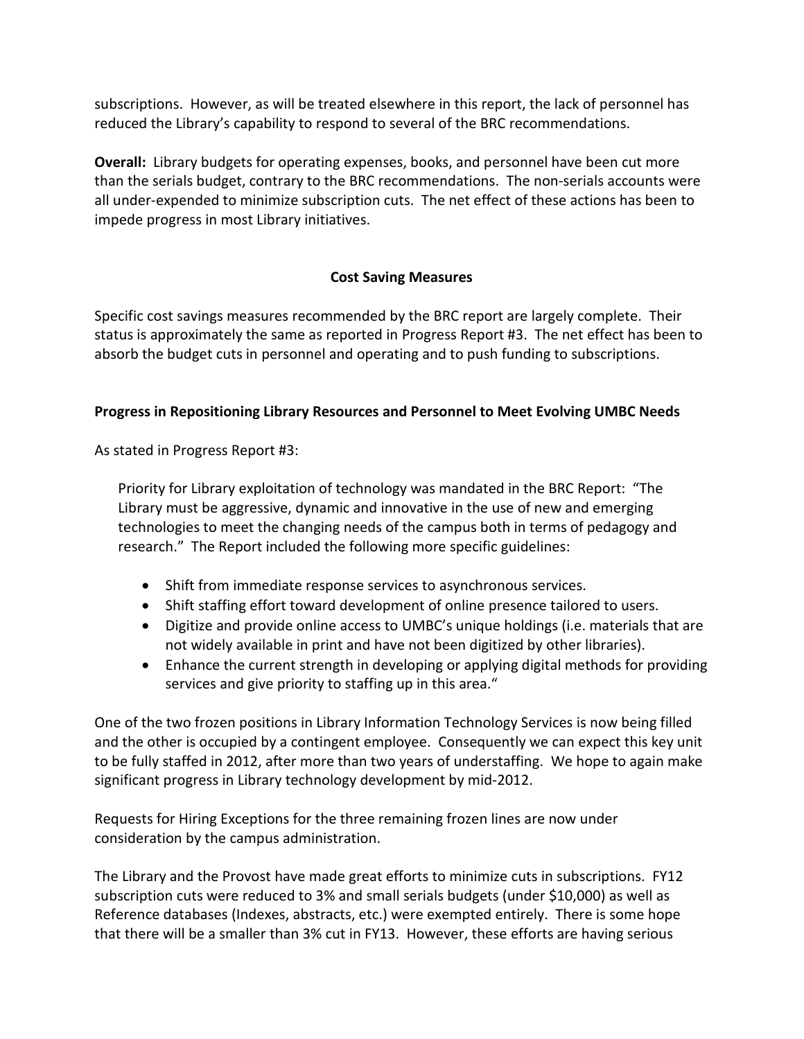subscriptions. However, as will be treated elsewhere in this report, the lack of personnel has reduced the Library's capability to respond to several of the BRC recommendations.

**Overall:** Library budgets for operating expenses, books, and personnel have been cut more than the serials budget, contrary to the BRC recommendations. The non-serials accounts were all under-expended to minimize subscription cuts. The net effect of these actions has been to impede progress in most Library initiatives.

## Cost Saving Measures

Specific cost savings measures recommended by the BRC report are largely complete. Their status is approximately the same as reported in Progress Report #3. The net effect has been to absorb the budget cuts in personnel and operating and to push funding to subscriptions.

## Progress in Repositioning Library Resources and Personnel to Meet Evolving UMBC Needs

As stated in Progress Report #3:

> Priority for Library exploitation of technology was mandated in the BRC Report: "The Library must be aggressive, dynamic and innovative in the use of new and emerging technologies to meet the changing needs of the campus both in terms of pedagogy and research." The Report included the following more specific guidelines:
>
> - Shift from immediate response services to asynchronous services.
> - Shift staffing effort toward development of online presence tailored to users.
> - Digitize and provide online access to UMBC's unique holdings (i.e. materials that are not widely available in print and have not been digitized by other libraries).
> - Enhance the current strength in developing or applying digital methods for providing services and give priority to staffing up in this area."

One of the two frozen positions in Library Information Technology Services is now being filled and the other is occupied by a contingent employee. Consequently we can expect this key unit to be fully staffed in 2012, after more than two years of understaffing. We hope to again make significant progress in Library technology development by mid-2012.

Requests for Hiring Exceptions for the three remaining frozen lines are now under consideration by the campus administration.

The Library and the Provost have made great efforts to minimize cuts in subscriptions. FY12 subscription cuts were reduced to 3% and small serials budgets (under $10,000) as well as Reference databases (Indexes, abstracts, etc.) were exempted entirely. There is some hope that there will be a smaller than 3% cut in FY13. However, these efforts are having serious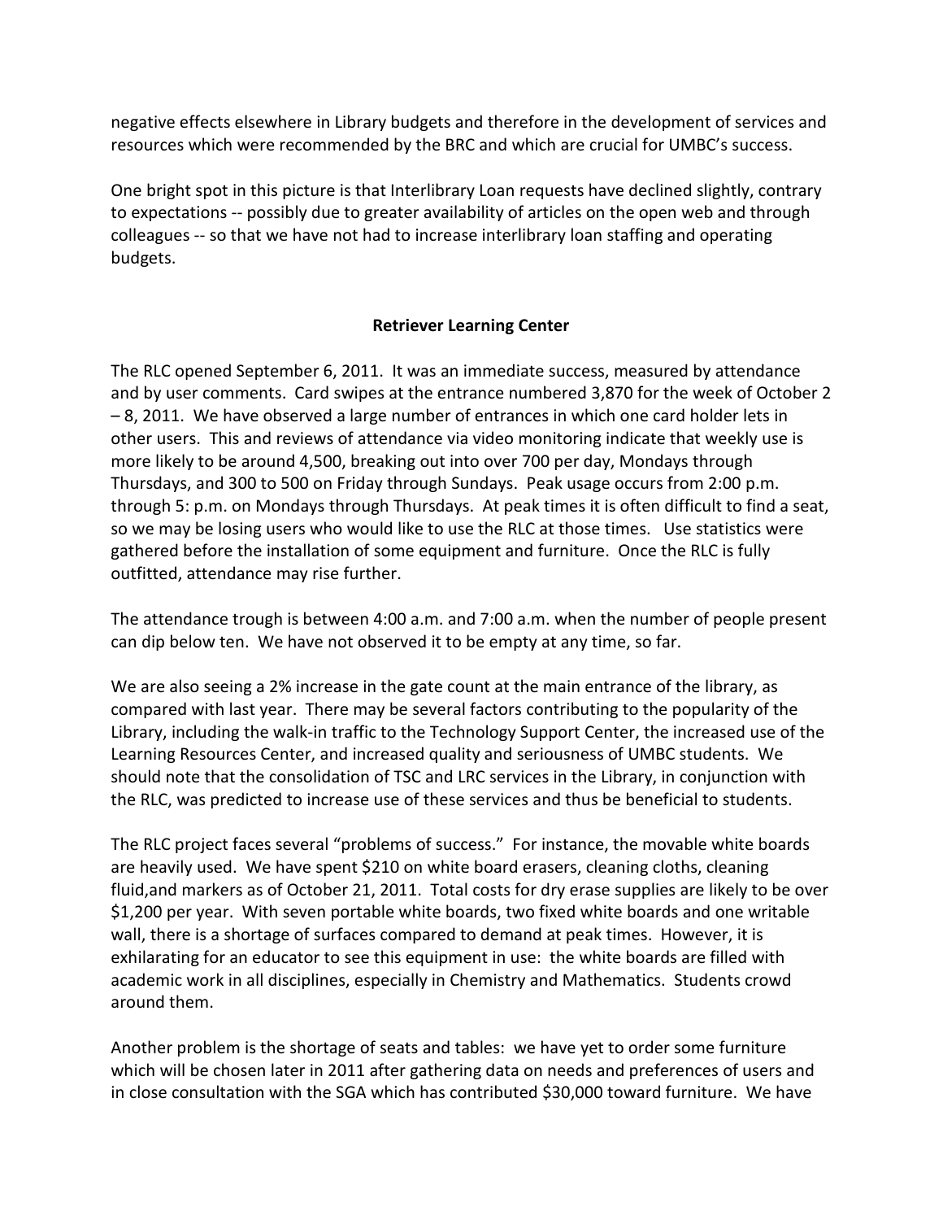negative effects elsewhere in Library budgets and therefore in the development of services and resources which were recommended by the BRC and which are crucial for UMBC's success.

One bright spot in this picture is that Interlibrary Loan requests have declined slightly, contrary to expectations -- possibly due to greater availability of articles on the open web and through colleagues -- so that we have not had to increase interlibrary loan staffing and operating budgets.

## Retriever Learning Center

The RLC opened September 6, 2011. It was an immediate success, measured by attendance and by user comments. Card swipes at the entrance numbered 3,870 for the week of October 2 – 8, 2011. We have observed a large number of entrances in which one card holder lets in other users. This and reviews of attendance via video monitoring indicate that weekly use is more likely to be around 4,500, breaking out into over 700 per day, Mondays through Thursdays, and 300 to 500 on Friday through Sundays. Peak usage occurs from 2:00 p.m. through 5: p.m. on Mondays through Thursdays. At peak times it is often difficult to find a seat, so we may be losing users who would like to use the RLC at those times. Use statistics were gathered before the installation of some equipment and furniture. Once the RLC is fully outfitted, attendance may rise further.

The attendance trough is between 4:00 a.m. and 7:00 a.m. when the number of people present can dip below ten. We have not observed it to be empty at any time, so far.

We are also seeing a 2% increase in the gate count at the main entrance of the library, as compared with last year. There may be several factors contributing to the popularity of the Library, including the walk-in traffic to the Technology Support Center, the increased use of the Learning Resources Center, and increased quality and seriousness of UMBC students. We should note that the consolidation of TSC and LRC services in the Library, in conjunction with the RLC, was predicted to increase use of these services and thus be beneficial to students.

The RLC project faces several "problems of success." For instance, the movable white boards are heavily used. We have spent $210 on white board erasers, cleaning cloths, cleaning fluid,and markers as of October 21, 2011. Total costs for dry erase supplies are likely to be over $1,200 per year. With seven portable white boards, two fixed white boards and one writable wall, there is a shortage of surfaces compared to demand at peak times. However, it is exhilarating for an educator to see this equipment in use: the white boards are filled with academic work in all disciplines, especially in Chemistry and Mathematics. Students crowd around them.

Another problem is the shortage of seats and tables: we have yet to order some furniture which will be chosen later in 2011 after gathering data on needs and preferences of users and in close consultation with the SGA which has contributed $30,000 toward furniture. We have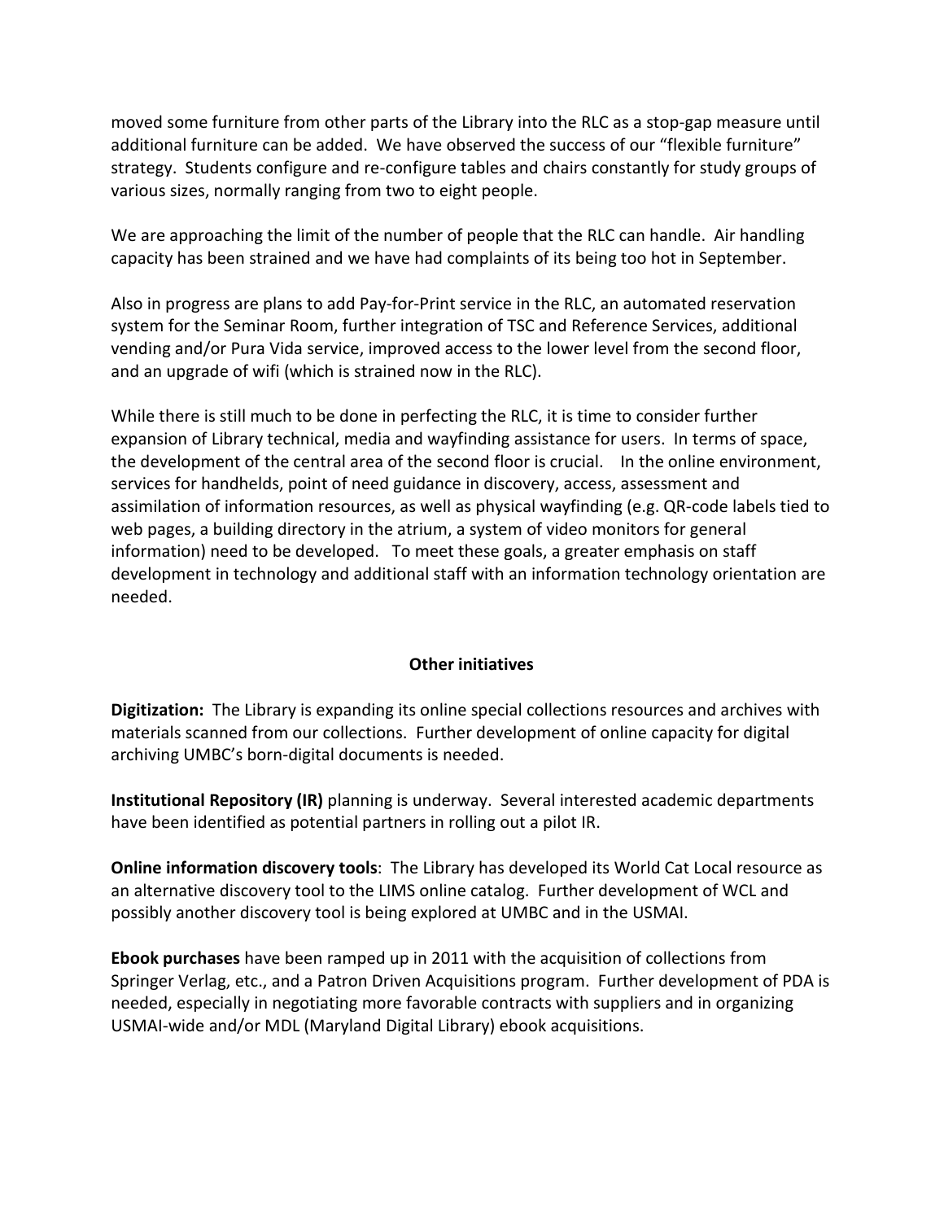moved some furniture from other parts of the Library into the RLC as a stop-gap measure until additional furniture can be added. We have observed the success of our "flexible furniture" strategy. Students configure and re-configure tables and chairs constantly for study groups of various sizes, normally ranging from two to eight people.

We are approaching the limit of the number of people that the RLC can handle. Air handling capacity has been strained and we have had complaints of its being too hot in September.

Also in progress are plans to add Pay-for-Print service in the RLC, an automated reservation system for the Seminar Room, further integration of TSC and Reference Services, additional vending and/or Pura Vida service, improved access to the lower level from the second floor, and an upgrade of wifi (which is strained now in the RLC).

While there is still much to be done in perfecting the RLC, it is time to consider further expansion of Library technical, media and wayfinding assistance for users. In terms of space, the development of the central area of the second floor is crucial. In the online environment, services for handhelds, point of need guidance in discovery, access, assessment and assimilation of information resources, as well as physical wayfinding (e.g. QR-code labels tied to web pages, a building directory in the atrium, a system of video monitors for general information) need to be developed. To meet these goals, a greater emphasis on staff development in technology and additional staff with an information technology orientation are needed.

## Other initiatives

**Digitization:** The Library is expanding its online special collections resources and archives with materials scanned from our collections. Further development of online capacity for digital archiving UMBC's born-digital documents is needed.

**Institutional Repository (IR)** planning is underway. Several interested academic departments have been identified as potential partners in rolling out a pilot IR.

**Online information discovery tools**: The Library has developed its World Cat Local resource as an alternative discovery tool to the LIMS online catalog. Further development of WCL and possibly another discovery tool is being explored at UMBC and in the USMAI.

**Ebook purchases** have been ramped up in 2011 with the acquisition of collections from Springer Verlag, etc., and a Patron Driven Acquisitions program. Further development of PDA is needed, especially in negotiating more favorable contracts with suppliers and in organizing USMAI-wide and/or MDL (Maryland Digital Library) ebook acquisitions.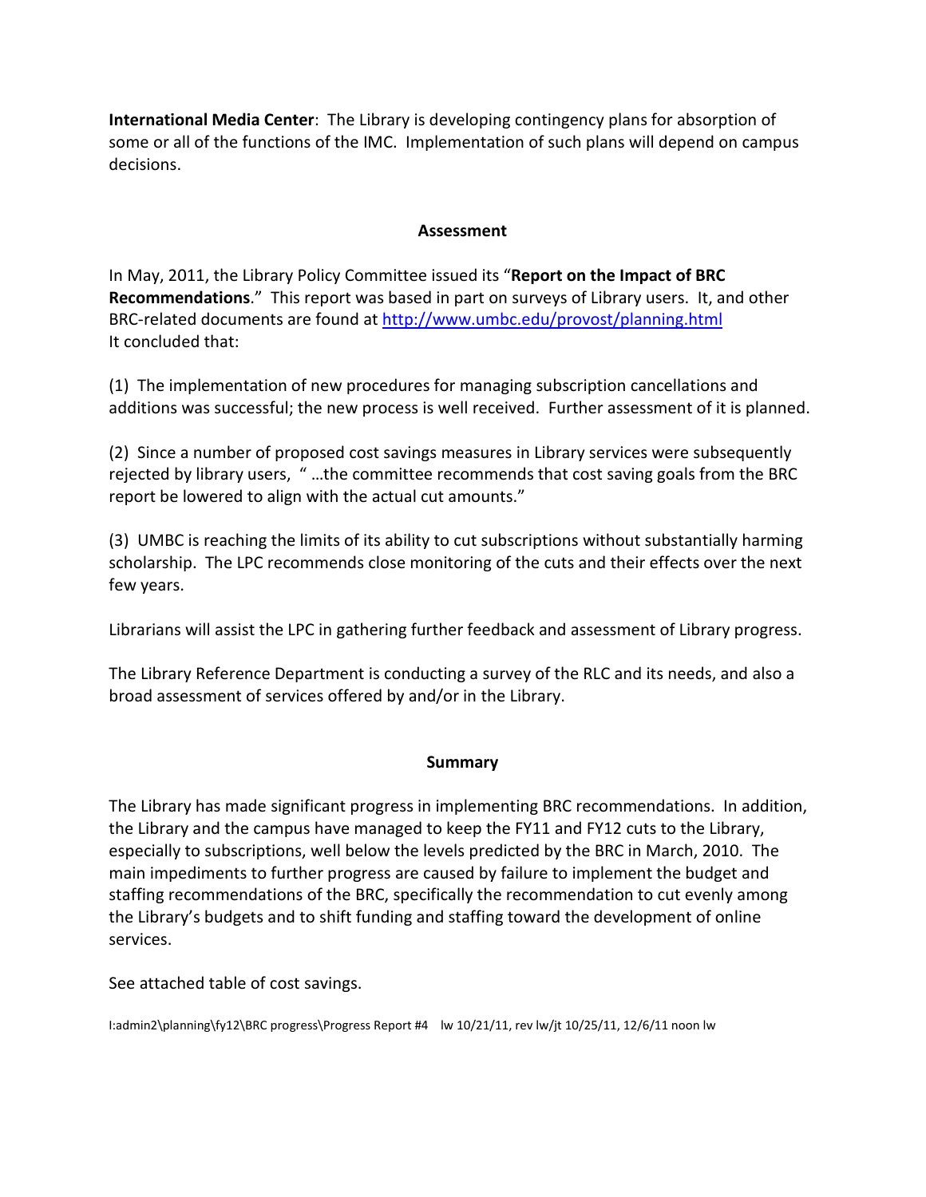**International Media Center**: The Library is developing contingency plans for absorption of some or all of the functions of the IMC. Implementation of such plans will depend on campus decisions.

## Assessment

In May, 2011, the Library Policy Committee issued its "**Report on the Impact of BRC Recommendations**." This report was based in part on surveys of Library users. It, and other BRC-related documents are found at http://www.umbc.edu/provost/planning.html
It concluded that:

(1) The implementation of new procedures for managing subscription cancellations and additions was successful; the new process is well received. Further assessment of it is planned.

(2) Since a number of proposed cost savings measures in Library services were subsequently rejected by library users, " …the committee recommends that cost saving goals from the BRC report be lowered to align with the actual cut amounts."

(3) UMBC is reaching the limits of its ability to cut subscriptions without substantially harming scholarship. The LPC recommends close monitoring of the cuts and their effects over the next few years.

Librarians will assist the LPC in gathering further feedback and assessment of Library progress.

The Library Reference Department is conducting a survey of the RLC and its needs, and also a broad assessment of services offered by and/or in the Library.

## Summary

The Library has made significant progress in implementing BRC recommendations. In addition, the Library and the campus have managed to keep the FY11 and FY12 cuts to the Library, especially to subscriptions, well below the levels predicted by the BRC in March, 2010. The main impediments to further progress are caused by failure to implement the budget and staffing recommendations of the BRC, specifically the recommendation to cut evenly among the Library's budgets and to shift funding and staffing toward the development of online services.

See attached table of cost savings.

I:admin2\planning\fy12\BRC progress\Progress Report #4 lw 10/21/11, rev lw/jt 10/25/11, 12/6/11 noon lw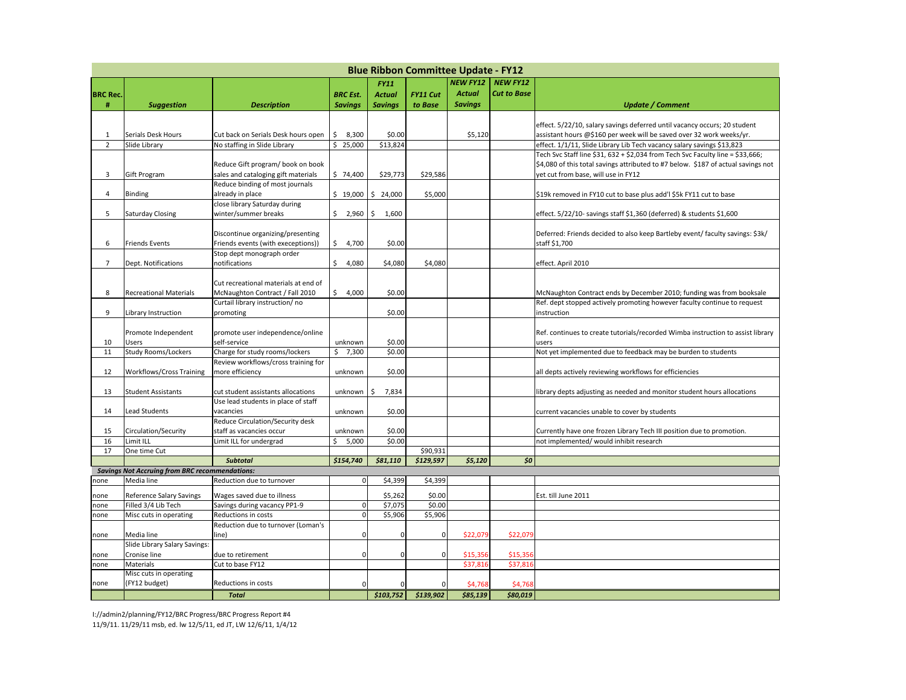# Blue Ribbon Committee Update - FY12

| BRC Rec. # | Suggestion | Description | BRC Est. Savings | FY11 Actual Savings | FY11 Cut to Base | NEW FY12 Actual Savings | NEW FY12 Cut to Base | Update / Comment |
|---|---|---|---|---|---|---|---|---|
| 1 | Serials Desk Hours | Cut back on Serials Desk hours open | $ 8,300 | $0.00 | | $5,120 | | effect. 5/22/10, salary savings deferred until vacancy occurs; 20 student assistant hours @$160 per week will be saved over 32 work weeks/yr. |
| 2 | Slide Library | No staffing in Slide Library | $ 25,000 | $13,824 | | | | effect. 1/1/11, Slide Library Lib Tech vacancy salary savings $13,823 |
| 3 | Gift Program | Reduce Gift program/ book on book sales and cataloging gift materials | $ 74,400 | $29,773 | $29,586 | | | Tech Svc Staff line $31, 632 + $2,034 from Tech Svc Faculty line = $33,666; $4,080 of this total savings attributed to #7 below. $187 of actual savings not yet cut from base, will use in FY12 |
| 4 | Binding | Reduce binding of most journals already in place | $ 19,000 | $ 24,000 | $5,000 | | | $19k removed in FY10 cut to base plus add'l $5k FY11 cut to base |
| 5 | Saturday Closing | close library Saturday during winter/summer breaks | $ 2,960 | $ 1,600 | | | | effect. 5/22/10- savings staff $1,360 (deferred) & students $1,600 |
| 6 | Friends Events | Discontinue organizing/presenting Friends events (with execeptions)) | $ 4,700 | $0.00 | | | | Deferred: Friends decided to also keep Bartleby event/ faculty savings: $3k/ staff $1,700 |
| 7 | Dept. Notifications | Stop dept monograph order notifications | $ 4,080 | $4,080 | $4,080 | | | effect. April 2010 |
| 8 | Recreational Materials | Cut recreational materials at end of McNaughton Contract / Fall 2010 | $ 4,000 | $0.00 | | | | McNaughton Contract ends by December 2010; funding was from booksale |
| 9 | Library Instruction | Curtail library instruction/ no promoting | | $0.00 | | | | Ref. dept stopped actively promoting however faculty continue to request instruction |
| 10 | Promote Independent Users | promote user independence/online self-service | unknown | $0.00 | | | | Ref. continues to create tutorials/recorded Wimba instruction to assist library users |
| 11 | Study Rooms/Lockers | Charge for study rooms/lockers | $ 7,300 | $0.00 | | | | Not yet implemented due to feedback may be burden to students |
| 12 | Workflows/Cross Training | Review workflows/cross training for more efficiency | unknown | $0.00 | | | | all depts actively reviewing workflows for efficiencies |
| 13 | Student Assistants | cut student assistants allocations | unknown | $ 7,834 | | | | library depts adjusting as needed and monitor student hours allocations |
| 14 | Lead Students | Use lead students in place of staff vacancies | unknown | $0.00 | | | | current vacancies unable to cover by students |
| 15 | Circulation/Security | Reduce Circulation/Security desk staff as vacancies occur | unknown | $0.00 | | | | Currently have one frozen Library Tech III position due to promotion. |
| 16 | Limit ILL | Limit ILL for undergrad | $ 5,000 | $0.00 | | | | not implemented/ would inhibit research |
| 17 | One time Cut | | | | $90,931 | | | |
| | | ***Subtotal*** | ***$154,740*** | ***$81,110*** | ***$129,597*** | ***$5,120*** | ***$0*** | |
| ***Savings Not Accruing from BRC recommendations:*** | | | | | | | | |
| none | Media line | Reduction due to turnover | 0 | $4,399 | $4,399 | | | |
| none | Reference Salary Savings | Wages saved due to illness | | $5,262 | $0.00 | | | Est. till June 2011 |
| none | Filled 3/4 Lib Tech | Savings during vacancy PP1-9 | 0 | $7,075 | $0.00 | | | |
| none | Misc cuts in operating | Reductions in costs | 0 | $5,906 | $5,906 | | | |
| none | Media line | Reduction due to turnover (Loman's line) | 0 | 0 | 0 | $22,079 | $22,079 | |
| none | Slide Library Salary Savings: Cronise line | due to retirement | 0 | 0 | 0 | $15,356 | $15,356 | |
| none | Materials | Cut to base FY12 | | | | $37,816 | $37,816 | |
| none | Misc cuts in operating (FY12 budget) | Reductions in costs | 0 | 0 | 0 | $4,768 | $4,768 | |
| | | ***Total*** | | ***$103,752*** | ***$139,902*** | ***$85,139*** | ***$80,019*** | |

I://admin2/planning/FY12/BRC Progress/BRC Progress Report #4
11/9/11. 11/29/11 msb, ed. lw 12/5/11, ed JT, LW 12/6/11, 1/4/12